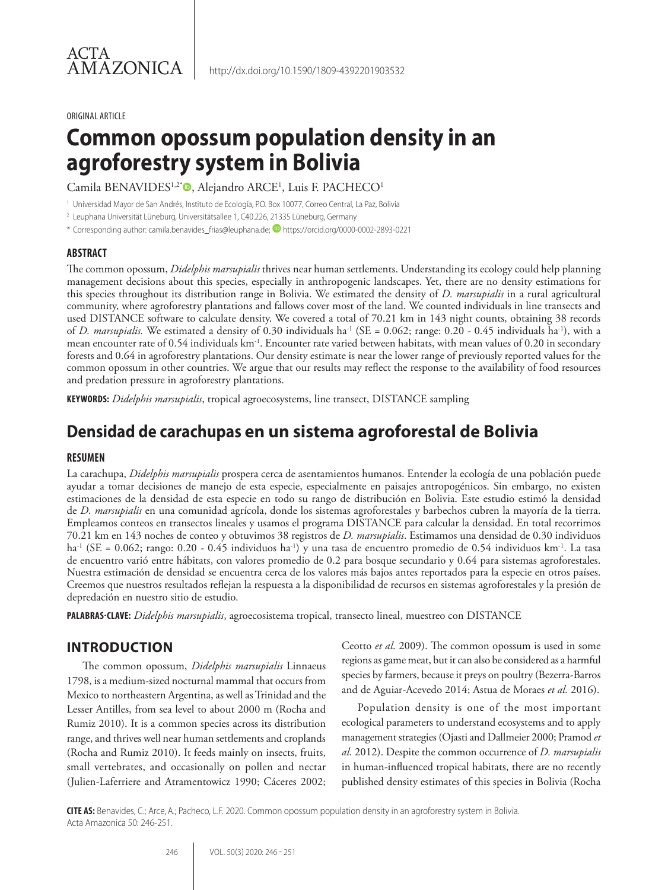ACTA AMAZONICA

http://dx.doi.org/10.1590/1809-4392201903532

ORIGINAL ARTICLE

# Common opossum population density in an agroforestry system in Bolivia

Camila BENAVIDES[1,2*], Alejandro ARCE[1], Luis F. PACHECO[1]

[1] Universidad Mayor de San Andrés, Instituto de Ecología, P.O. Box 10077, Correo Central, La Paz, Bolivia

[2] Leuphana Universität Lüneburg, Universitätsallee 1, C40.226, 21335 Lüneburg, Germany

* Corresponding author: camila.benavides_frias@leuphana.de; https://orcid.org/0000-0002-2893-0221

## ABSTRACT

The common opossum, *Didelphis marsupialis* thrives near human settlements. Understanding its ecology could help planning management decisions about this species, especially in anthropogenic landscapes. Yet, there are no density estimations for this species throughout its distribution range in Bolivia. We estimated the density of *D. marsupialis* in a rural agricultural community, where agroforestry plantations and fallows cover most of the land. We counted individuals in line transects and used DISTANCE software to calculate density. We covered a total of 70.21 km in 143 night counts, obtaining 38 records of *D. marsupialis.* We estimated a density of 0.30 individuals ha$^{-1}$ (SE = 0.062; range: 0.20 - 0.45 individuals ha$^{-1}$), with a mean encounter rate of 0.54 individuals km$^{-1}$. Encounter rate varied between habitats, with mean values of 0.20 in secondary forests and 0.64 in agroforestry plantations. Our density estimate is near the lower range of previously reported values for the common opossum in other countries. We argue that our results may reflect the response to the availability of food resources and predation pressure in agroforestry plantations.

**KEYWORDS:** *Didelphis marsupialis*, tropical agroecosystems, line transect, DISTANCE sampling

# Densidad de carachupas en un sistema agroforestal de Bolivia

## RESUMEN

La carachupa, *Didelphis marsupialis* prospera cerca de asentamientos humanos. Entender la ecología de una población puede ayudar a tomar decisiones de manejo de esta especie, especialmente en paisajes antropogénicos. Sin embargo, no existen estimaciones de la densidad de esta especie en todo su rango de distribución en Bolivia. Este estudio estimó la densidad de *D. marsupialis* en una comunidad agrícola, donde los sistemas agroforestales y barbechos cubren la mayoría de la tierra. Empleamos conteos en transectos lineales y usamos el programa DISTANCE para calcular la densidad. En total recorrimos 70.21 km en 143 noches de conteo y obtuvimos 38 registros de *D. marsupialis*. Estimamos una densidad de 0.30 individuos ha$^{-1}$ (SE = 0.062; rango: 0.20 - 0.45 individuos ha$^{-1}$) y una tasa de encuentro promedio de 0.54 individuos km$^{-1}$. La tasa de encuentro varió entre hábitats, con valores promedio de 0.2 para bosque secundario y 0.64 para sistemas agroforestales. Nuestra estimación de densidad se encuentra cerca de los valores más bajos antes reportados para la especie en otros países. Creemos que nuestros resultados reflejan la respuesta a la disponibilidad de recursos en sistemas agroforestales y la presión de depredación en nuestro sitio de estudio.

**PALABRAS-CLAVE:** *Didelphis marsupialis*, agroecosistema tropical, transecto lineal, muestreo con DISTANCE

## INTRODUCTION

The common opossum, *Didelphis marsupialis* Linnaeus 1798, is a medium-sized nocturnal mammal that occurs from Mexico to northeastern Argentina, as well as Trinidad and the Lesser Antilles, from sea level to about 2000 m (Rocha and Rumiz 2010). It is a common species across its distribution range, and thrives well near human settlements and croplands (Rocha and Rumiz 2010). It feeds mainly on insects, fruits, small vertebrates, and occasionally on pollen and nectar (Julien-Laferriere and Atramentowicz 1990; Cáceres 2002; Ceotto *et al.* 2009). The common opossum is used in some regions as game meat, but it can also be considered as a harmful species by farmers, because it preys on poultry (Bezerra-Barros and de Aguiar-Acevedo 2014; Astua de Moraes *et al.* 2016).

Population density is one of the most important ecological parameters to understand ecosystems and to apply management strategies (Ojasti and Dallmeier 2000; Pramod *et al.* 2012). Despite the common occurrence of *D. marsupialis* in human-influenced tropical habitats, there are no recently published density estimates of this species in Bolivia (Rocha

**CITE AS:** Benavides, C.; Arce, A.; Pacheco, L.F. 2020. Common opossum population density in an agroforestry system in Bolivia. Acta Amazonica 50: 246-251.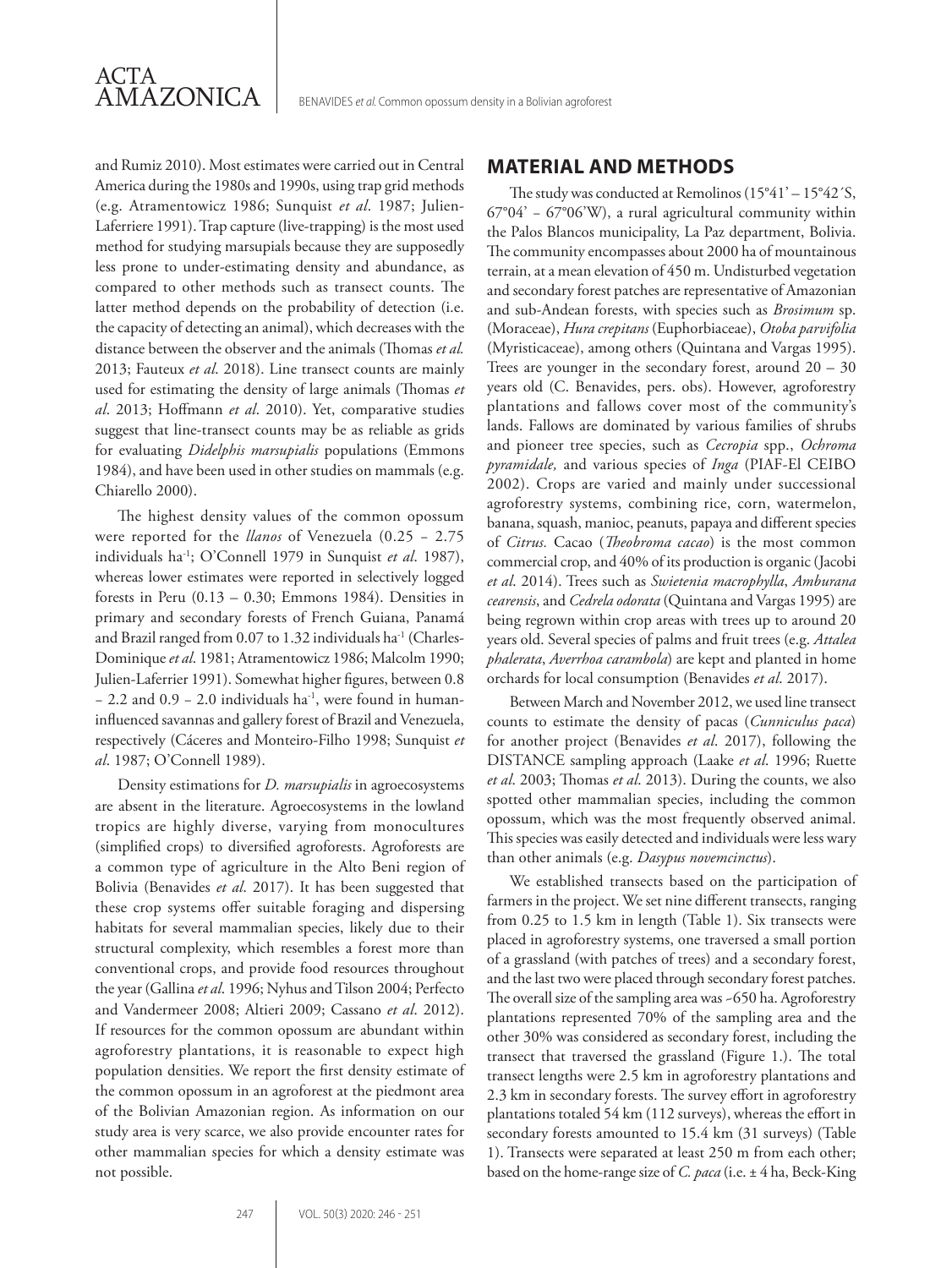and Rumiz 2010). Most estimates were carried out in Central America during the 1980s and 1990s, using trap grid methods (e.g. Atramentowicz 1986; Sunquist *et al*. 1987; Julien-Laferriere 1991). Trap capture (live-trapping) is the most used method for studying marsupials because they are supposedly less prone to under-estimating density and abundance, as compared to other methods such as transect counts. The latter method depends on the probability of detection (i.e. the capacity of detecting an animal), which decreases with the distance between the observer and the animals (Thomas *et al.* 2013; Fauteux *et al*. 2018). Line transect counts are mainly used for estimating the density of large animals (Thomas *et al*. 2013; Hoffmann *et al*. 2010). Yet, comparative studies suggest that line-transect counts may be as reliable as grids for evaluating *Didelphis marsupialis* populations (Emmons 1984), and have been used in other studies on mammals (e.g. Chiarello 2000).

The highest density values of the common opossum were reported for the *llanos* of Venezuela (0.25 – 2.75 individuals ha$^{-1}$; O'Connell 1979 in Sunquist *et al*. 1987), whereas lower estimates were reported in selectively logged forests in Peru (0.13 – 0.30; Emmons 1984). Densities in primary and secondary forests of French Guiana, Panamá and Brazil ranged from 0.07 to 1.32 individuals ha$^{-1}$ (Charles-Dominique *et al*. 1981; Atramentowicz 1986; Malcolm 1990; Julien-Laferrier 1991). Somewhat higher figures, between 0.8 – 2.2 and 0.9 – 2.0 individuals ha$^{-1}$, were found in human-influenced savannas and gallery forest of Brazil and Venezuela, respectively (Cáceres and Monteiro-Filho 1998; Sunquist *et al*. 1987; O'Connell 1989).

Density estimations for *D. marsupialis* in agroecosystems are absent in the literature. Agroecosystems in the lowland tropics are highly diverse, varying from monocultures (simplified crops) to diversified agroforests. Agroforests are a common type of agriculture in the Alto Beni region of Bolivia (Benavides *et al*. 2017). It has been suggested that these crop systems offer suitable foraging and dispersing habitats for several mammalian species, likely due to their structural complexity, which resembles a forest more than conventional crops, and provide food resources throughout the year (Gallina *et al*. 1996; Nyhus and Tilson 2004; Perfecto and Vandermeer 2008; Altieri 2009; Cassano *et al*. 2012). If resources for the common opossum are abundant within agroforestry plantations, it is reasonable to expect high population densities. We report the first density estimate of the common opossum in an agroforest at the piedmont area of the Bolivian Amazonian region. As information on our study area is very scarce, we also provide encounter rates for other mammalian species for which a density estimate was not possible.

## MATERIAL AND METHODS

The study was conducted at Remolinos (15°41' – 15°42´S, 67°04' – 67°06'W), a rural agricultural community within the Palos Blancos municipality, La Paz department, Bolivia. The community encompasses about 2000 ha of mountainous terrain, at a mean elevation of 450 m. Undisturbed vegetation and secondary forest patches are representative of Amazonian and sub-Andean forests, with species such as *Brosimum* sp. (Moraceae), *Hura crepitans* (Euphorbiaceae), *Otoba parvifolia* (Myristicaceae), among others (Quintana and Vargas 1995). Trees are younger in the secondary forest, around 20 – 30 years old (C. Benavides, pers. obs). However, agroforestry plantations and fallows cover most of the community's lands. Fallows are dominated by various families of shrubs and pioneer tree species, such as *Cecropia* spp., *Ochroma pyramidale,* and various species of *Inga* (PIAF-El CEIBO 2002). Crops are varied and mainly under successional agroforestry systems, combining rice, corn, watermelon, banana, squash, manioc, peanuts, papaya and different species of *Citrus*. Cacao (*Theobroma cacao*) is the most common commercial crop, and 40% of its production is organic (Jacobi *et al.* 2014). Trees such as *Swietenia macrophylla*, *Amburana cearensis*, and *Cedrela odorata* (Quintana and Vargas 1995) are being regrown within crop areas with trees up to around 20 years old. Several species of palms and fruit trees (e.g. *Attalea phalerata*, *Averrhoa carambola*) are kept and planted in home orchards for local consumption (Benavides *et al.* 2017).

Between March and November 2012, we used line transect counts to estimate the density of pacas (*Cunniculus paca*) for another project (Benavides *et al.* 2017), following the DISTANCE sampling approach (Laake *et al.* 1996; Ruette *et al.* 2003; Thomas *et al.* 2013). During the counts, we also spotted other mammalian species, including the common opossum, which was the most frequently observed animal. This species was easily detected and individuals were less wary than other animals (e.g. *Dasypus novemcinctus*).

We established transects based on the participation of farmers in the project. We set nine different transects, ranging from 0.25 to 1.5 km in length (Table 1). Six transects were placed in agroforestry systems, one traversed a small portion of a grassland (with patches of trees) and a secondary forest, and the last two were placed through secondary forest patches. The overall size of the sampling area was ~650 ha. Agroforestry plantations represented 70% of the sampling area and the other 30% was considered as secondary forest, including the transect that traversed the grassland (Figure 1.). The total transect lengths were 2.5 km in agroforestry plantations and 2.3 km in secondary forests. The survey effort in agroforestry plantations totaled 54 km (112 surveys), whereas the effort in secondary forests amounted to 15.4 km (31 surveys) (Table 1). Transects were separated at least 250 m from each other; based on the home-range size of *C. paca* (i.e. ± 4 ha, Beck-King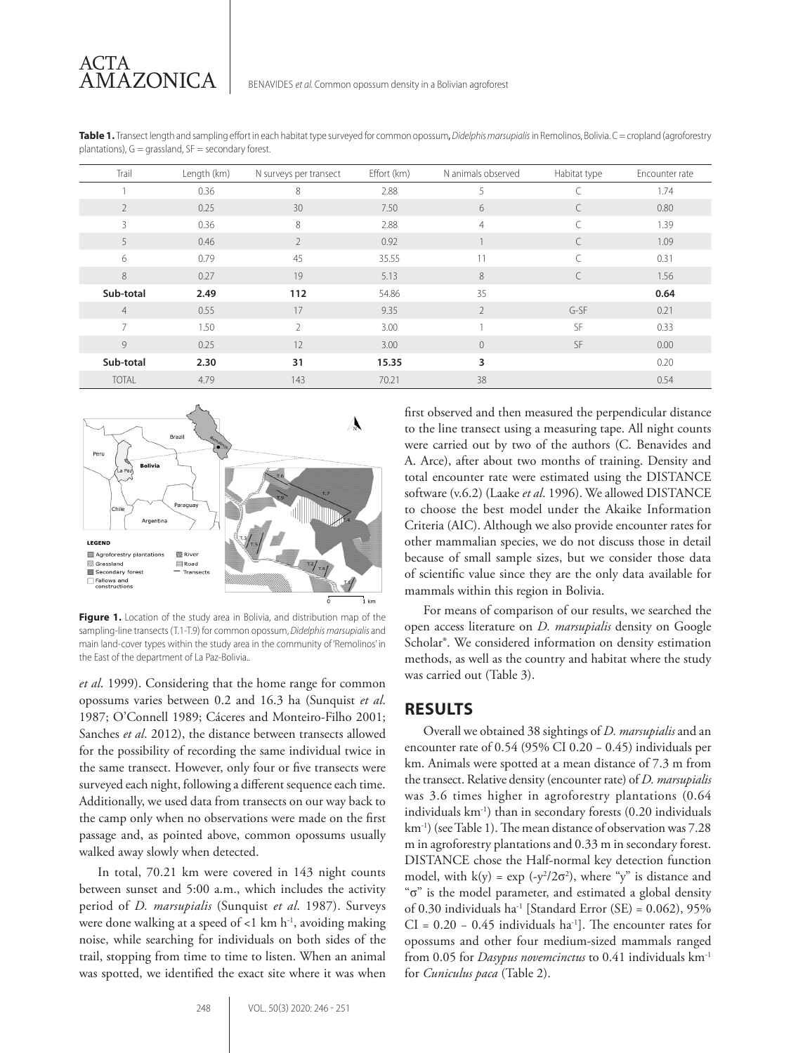**Table 1.** Transect length and sampling effort in each habitat type surveyed for common opossum, *Didelphis marsupialis* in Remolinos, Bolivia. C = cropland (agroforestry plantations), G = grassland, SF = secondary forest.

| Trail | Length (km) | N surveys per transect | Effort (km) | N animals observed | Habitat type | Encounter rate |
|---|---|---|---|---|---|---|
| 1 | 0.36 | 8 | 2.88 | 5 | C | 1.74 |
| 2 | 0.25 | 30 | 7.50 | 6 | C | 0.80 |
| 3 | 0.36 | 8 | 2.88 | 4 | C | 1.39 |
| 5 | 0.46 | 2 | 0.92 | 1 | C | 1.09 |
| 6 | 0.79 | 45 | 35.55 | 11 | C | 0.31 |
| 8 | 0.27 | 19 | 5.13 | 8 | C | 1.56 |
| **Sub-total** | **2.49** | **112** | 54.86 | 35 | | **0.64** |
| 4 | 0.55 | 17 | 9.35 | 2 | G-SF | 0.21 |
| 7 | 1.50 | 2 | 3.00 | 1 | SF | 0.33 |
| 9 | 0.25 | 12 | 3.00 | 0 | SF | 0.00 |
| **Sub-total** | **2.30** | **31** | **15.35** | **3** | | 0.20 |
| TOTAL | 4.79 | 143 | 70.21 | 38 | | 0.54 |

**Figure 1.** Location of the study area in Bolivia, and distribution map of the sampling-line transects (T.1-T.9) for common opossum, *Didelphis marsupialis* and main land-cover types within the study area in the community of 'Remolinos' in the East of the department of La Paz-Bolivia..

*et al*. 1999). Considering that the home range for common opossums varies between 0.2 and 16.3 ha (Sunquist *et al*. 1987; O'Connell 1989; Cáceres and Monteiro-Filho 2001; Sanches *et al*. 2012), the distance between transects allowed for the possibility of recording the same individual twice in the same transect. However, only four or five transects were surveyed each night, following a different sequence each time. Additionally, we used data from transects on our way back to the camp only when no observations were made on the first passage and, as pointed above, common opossums usually walked away slowly when detected.

In total, 70.21 km were covered in 143 night counts between sunset and 5:00 a.m., which includes the activity period of *D. marsupialis* (Sunquist *et al*. 1987). Surveys were done walking at a speed of <1 km $h^{-1}$, avoiding making noise, while searching for individuals on both sides of the trail, stopping from time to time to listen. When an animal was spotted, we identified the exact site where it was when first observed and then measured the perpendicular distance to the line transect using a measuring tape. All night counts were carried out by two of the authors (C. Benavides and A. Arce), after about two months of training. Density and total encounter rate were estimated using the DISTANCE software (v.6.2) (Laake *et al*. 1996). We allowed DISTANCE to choose the best model under the Akaike Information Criteria (AIC). Although we also provide encounter rates for other mammalian species, we do not discuss those in detail because of small sample sizes, but we consider those data of scientific value since they are the only data available for mammals within this region in Bolivia.

For means of comparison of our results, we searched the open access literature on *D. marsupialis* density on Google Scholar®. We considered information on density estimation methods, as well as the country and habitat where the study was carried out (Table 3).

## RESULTS

Overall we obtained 38 sightings of *D. marsupialis* and an encounter rate of 0.54 (95% CI 0.20 – 0.45) individuals per km. Animals were spotted at a mean distance of 7.3 m from the transect. Relative density (encounter rate) of *D. marsupialis* was 3.6 times higher in agroforestry plantations (0.64 individuals $km^{-1}$) than in secondary forests (0.20 individuals $km^{-1}$) (see Table 1). The mean distance of observation was 7.28 m in agroforestry plantations and 0.33 m in secondary forest. DISTANCE chose the Half-normal key detection function model, with $k(y) = \exp(-y^2/2\sigma^2)$, where "y" is distance and "σ" is the model parameter, and estimated a global density of 0.30 individuals $ha^{-1}$ [Standard Error (SE) = 0.062), 95% CI = 0.20 – 0.45 individuals $ha^{-1}$]. The encounter rates for opossums and other four medium-sized mammals ranged from 0.05 for *Dasypus novemcinctus* to 0.41 individuals $km^{-1}$ for *Cuniculus paca* (Table 2).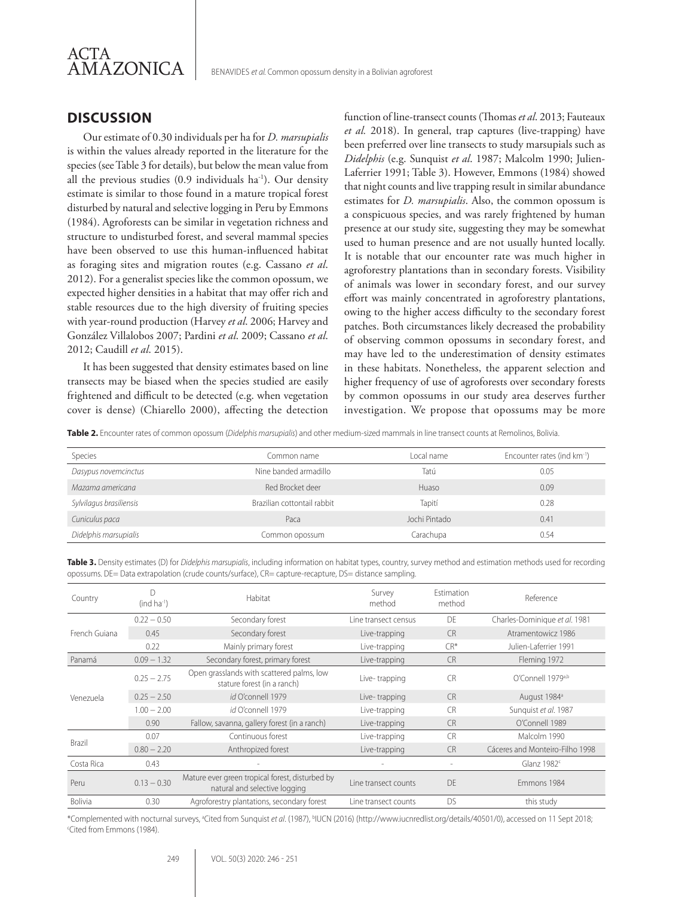## DISCUSSION

Our estimate of 0.30 individuals per ha for *D. marsupialis* is within the values already reported in the literature for the species (see Table 3 for details), but below the mean value from all the previous studies (0.9 individuals ha$^{-1}$). Our density estimate is similar to those found in a mature tropical forest disturbed by natural and selective logging in Peru by Emmons (1984). Agroforests can be similar in vegetation richness and structure to undisturbed forest, and several mammal species have been observed to use this human-influenced habitat as foraging sites and migration routes (e.g. Cassano *et al*. 2012). For a generalist species like the common opossum, we expected higher densities in a habitat that may offer rich and stable resources due to the high diversity of fruiting species with year-round production (Harvey *et al*. 2006; Harvey and González Villalobos 2007; Pardini *et al*. 2009; Cassano *et al*. 2012; Caudill *et al*. 2015).

It has been suggested that density estimates based on line transects may be biased when the species studied are easily frightened and difficult to be detected (e.g. when vegetation cover is dense) (Chiarello 2000), affecting the detection function of line-transect counts (Thomas *et al*. 2013; Fauteaux *et al.* 2018). In general, trap captures (live-trapping) have been preferred over line transects to study marsupials such as *Didelphis* (e.g. Sunquist *et al*. 1987; Malcolm 1990; Julien-Laferrier 1991; Table 3). However, Emmons (1984) showed that night counts and live trapping result in similar abundance estimates for *D. marsupialis*. Also, the common opossum is a conspicuous species, and was rarely frightened by human presence at our study site, suggesting they may be somewhat used to human presence and are not usually hunted locally. It is notable that our encounter rate was much higher in agroforestry plantations than in secondary forests. Visibility of animals was lower in secondary forest, and our survey effort was mainly concentrated in agroforestry plantations, owing to the higher access difficulty to the secondary forest patches. Both circumstances likely decreased the probability of observing common opossums in secondary forest, and may have led to the underestimation of density estimates in these habitats. Nonetheless, the apparent selection and higher frequency of use of agroforests over secondary forests by common opossums in our study area deserves further investigation. We propose that opossums may be more

**Table 2.** Encounter rates of common opossum (*Didelphis marsupialis*) and other medium-sized mammals in line transect counts at Remolinos, Bolivia.

| Species | Common name | Local name | Encounter rates (ind km$^{-1}$) |
|---|---|---|---|
| *Dasypus novemcinctus* | Nine banded armadillo | Tatú | 0.05 |
| *Mazama americana* | Red Brocket deer | Huaso | 0.09 |
| *Sylvilagus brasiliensis* | Brazilian cottontail rabbit | Tapití | 0.28 |
| *Cuniculus paca* | Paca | Jochi Pintado | 0.41 |
| *Didelphis marsupialis* | Common opossum | Carachupa | 0.54 |

**Table 3.** Density estimates (D) for *Didelphis marsupialis*, including information on habitat types, country, survey method and estimation methods used for recording opossums. DE= Data extrapolation (crude counts/surface), CR= capture-recapture, DS= distance sampling.

| Country | D (ind ha$^{-1}$) | Habitat | Survey method | Estimation method | Reference |
|---|---|---|---|---|---|
| French Guiana | 0.22 – 0.50 | Secondary forest | Line transect census | DE | Charles-Dominique *et al.* 1981 |
| | 0.45 | Secondary forest | Live-trapping | CR | Atramentowicz 1986 |
| | 0.22 | Mainly primary forest | Live-trapping | CR* | Julien-Laferrier 1991 |
| Panamá | 0.09 – 1.32 | Secondary forest, primary forest | Live-trapping | CR | Fleming 1972 |
| Venezuela | 0.25 – 2.75 | Open grasslands with scattered palms, low stature forest (in a ranch) | Live- trapping | CR | O'Connell 1979[a,b] |
| | 0.25 – 2.50 | *id* O'connell 1979 | Live- trapping | CR | August 1984[a] |
| | 1.00 – 2.00 | *id* O'connell 1979 | Live-trapping | CR | Sunquist *et al.* 1987 |
| | 0.90 | Fallow, savanna, gallery forest (in a ranch) | Live-trapping | CR | O'Connell 1989 |
| Brazil | 0.07 | Continuous forest | Live-trapping | CR | Malcolm 1990 |
| | 0.80 – 2.20 | Anthropized forest | Live-trapping | CR | Cáceres and Monteiro-Filho 1998 |
| Costa Rica | 0.43 | - | - | - | Glanz 1982[c] |
| Peru | 0.13 – 0.30 | Mature ever green tropical forest, disturbed by natural and selective logging | Line transect counts | DE | Emmons 1984 |
| Bolivia | 0.30 | Agroforestry plantations, secondary forest | Line transect counts | DS | this study |

*Complemented with nocturnal surveys, [a]Cited from Sunquist *et al*. (1987), [b]IUCN (2016) (http://www.iucnredlist.org/details/40501/0), accessed on 11 Sept 2018; [c]Cited from Emmons (1984).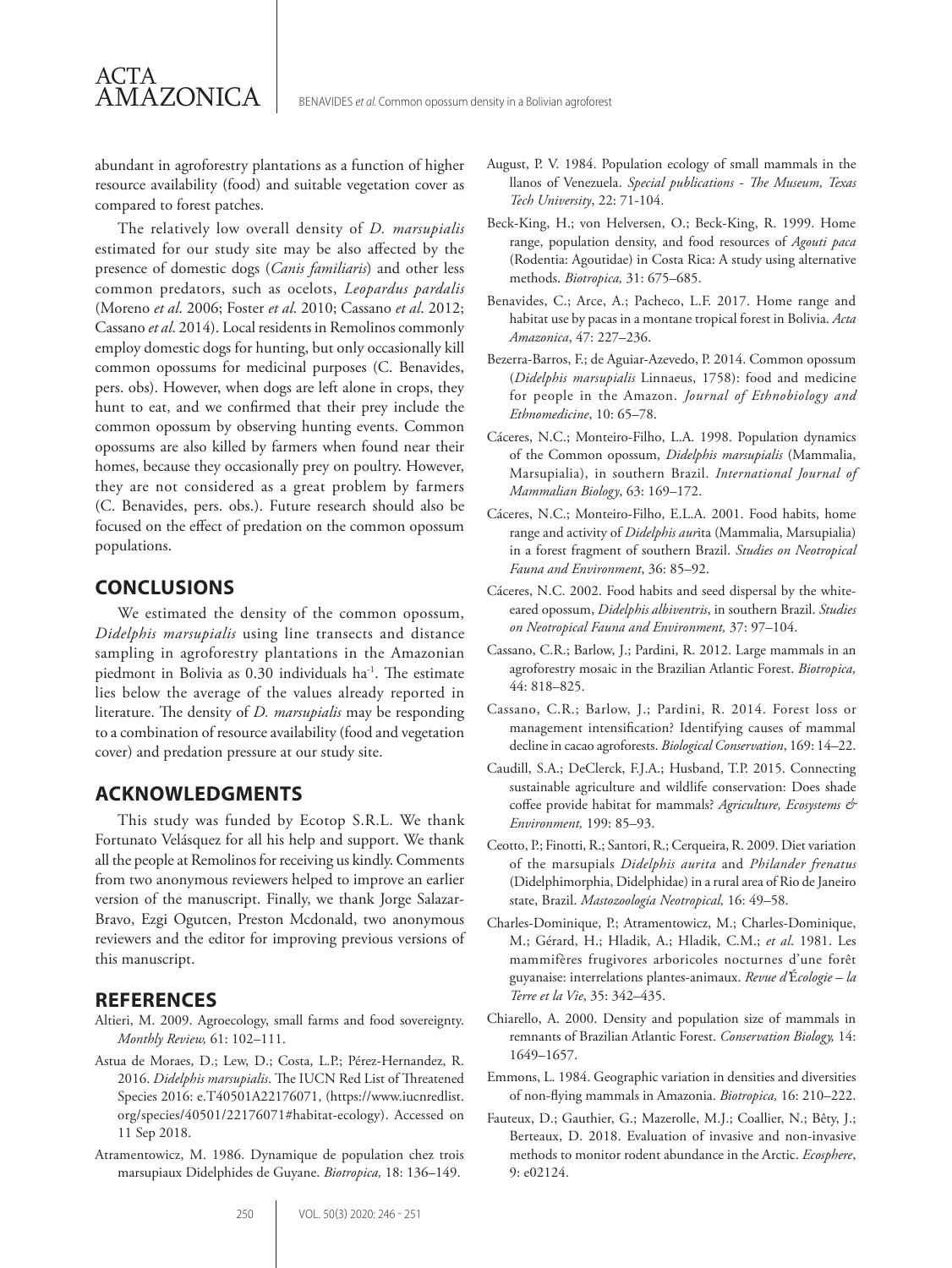abundant in agroforestry plantations as a function of higher resource availability (food) and suitable vegetation cover as compared to forest patches.

The relatively low overall density of *D. marsupialis* estimated for our study site may be also affected by the presence of domestic dogs (*Canis familiaris*) and other less common predators, such as ocelots, *Leopardus pardalis* (Moreno *et al*. 2006; Foster *et al*. 2010; Cassano *et al*. 2012; Cassano *et al*. 2014). Local residents in Remolinos commonly employ domestic dogs for hunting, but only occasionally kill common opossums for medicinal purposes (C. Benavides, pers. obs). However, when dogs are left alone in crops, they hunt to eat, and we confirmed that their prey include the common opossum by observing hunting events. Common opossums are also killed by farmers when found near their homes, because they occasionally prey on poultry. However, they are not considered as a great problem by farmers (C. Benavides, pers. obs.). Future research should also be focused on the effect of predation on the common opossum populations.

## CONCLUSIONS

We estimated the density of the common opossum, *Didelphis marsupialis* using line transects and distance sampling in agroforestry plantations in the Amazonian piedmont in Bolivia as 0.30 individuals ha$^{-1}$. The estimate lies below the average of the values already reported in literature. The density of *D. marsupialis* may be responding to a combination of resource availability (food and vegetation cover) and predation pressure at our study site.

## ACKNOWLEDGMENTS

This study was funded by Ecotop S.R.L. We thank Fortunato Velásquez for all his help and support. We thank all the people at Remolinos for receiving us kindly. Comments from two anonymous reviewers helped to improve an earlier version of the manuscript. Finally, we thank Jorge Salazar-Bravo, Ezgi Ogutcen, Preston Mcdonald, two anonymous reviewers and the editor for improving previous versions of this manuscript.

## REFERENCES

Altieri, M. 2009. Agroecology, small farms and food sovereignty. *Monthly Review,* 61: 102–111.

Astua de Moraes, D.; Lew, D.; Costa, L.P.; Pérez-Hernandez, R. 2016. *Didelphis marsupialis*. The IUCN Red List of Threatened Species 2016: e.T40501A22176071, (https://www.iucnredlist.org/species/40501/22176071#habitat-ecology). Accessed on 11 Sep 2018.

Atramentowicz, M. 1986. Dynamique de population chez trois marsupiaux Didelphides de Guyane. *Biotropica,* 18: 136–149.

August, P. V. 1984. Population ecology of small mammals in the llanos of Venezuela. *Special publications - The Museum, Texas Tech University*, 22: 71-104.

Beck-King, H.; von Helversen, O.; Beck-King, R. 1999. Home range, population density, and food resources of *Agouti paca* (Rodentia: Agoutidae) in Costa Rica: A study using alternative methods. *Biotropica,* 31: 675–685.

Benavides, C.; Arce, A.; Pacheco, L.F. 2017. Home range and habitat use by pacas in a montane tropical forest in Bolivia. *Acta Amazonica*, 47: 227–236.

Bezerra-Barros, F.; de Aguiar-Azevedo, P. 2014. Common opossum (*Didelphis marsupialis* Linnaeus, 1758): food and medicine for people in the Amazon. *Journal of Ethnobiology and Ethnomedicine*, 10: 65–78.

Cáceres, N.C.; Monteiro-Filho, L.A. 1998. Population dynamics of the Common opossum, *Didelphis marsupialis* (Mammalia, Marsupialia), in southern Brazil. *International Journal of Mammalian Biology*, 63: 169–172.

Cáceres, N.C.; Monteiro-Filho, E.L.A. 2001. Food habits, home range and activity of *Didelphis aur*ita (Mammalia, Marsupialia) in a forest fragment of southern Brazil. *Studies on Neotropical Fauna and Environment*, 36: 85–92.

Cáceres, N.C. 2002. Food habits and seed dispersal by the white-eared opossum, *Didelphis albiventris*, in southern Brazil. *Studies on Neotropical Fauna and Environment,* 37: 97–104.

Cassano, C.R.; Barlow, J.; Pardini, R. 2012. Large mammals in an agroforestry mosaic in the Brazilian Atlantic Forest. *Biotropica,* 44: 818–825.

Cassano, C.R.; Barlow, J.; Pardini, R. 2014. Forest loss or management intensification? Identifying causes of mammal decline in cacao agroforests. *Biological Conservation*, 169: 14–22.

Caudill, S.A.; DeClerck, F.J.A.; Husband, T.P. 2015. Connecting sustainable agriculture and wildlife conservation: Does shade coffee provide habitat for mammals? *Agriculture, Ecosystems & Environment,* 199: 85–93.

Ceotto, P.; Finotti, R.; Santori, R.; Cerqueira, R. 2009. Diet variation of the marsupials *Didelphis aurita* and *Philander frenatus* (Didelphimorphia, Didelphidae) in a rural area of Rio de Janeiro state, Brazil. *Mastozoología Neotropical,* 16: 49–58.

Charles-Dominique, P.; Atramentowicz, M.; Charles-Dominique, M.; Gérard, H.; Hladik, A.; Hladik, C.M.; *et al*. 1981. Les mammifères frugivores arboricoles nocturnes d'une forêt guyanaise: interrelations plantes-animaux. *Revue d'Écologie – la Terre et la Vie*, 35: 342–435.

Chiarello, A. 2000. Density and population size of mammals in remnants of Brazilian Atlantic Forest. *Conservation Biology,* 14: 1649–1657.

Emmons, L. 1984. Geographic variation in densities and diversities of non-flying mammals in Amazonia. *Biotropica,* 16: 210–222.

Fauteux, D.; Gauthier, G.; Mazerolle, M.J.; Coallier, N.; Bêty, J.; Berteaux, D. 2018. Evaluation of invasive and non-invasive methods to monitor rodent abundance in the Arctic. *Ecosphere*, 9: e02124.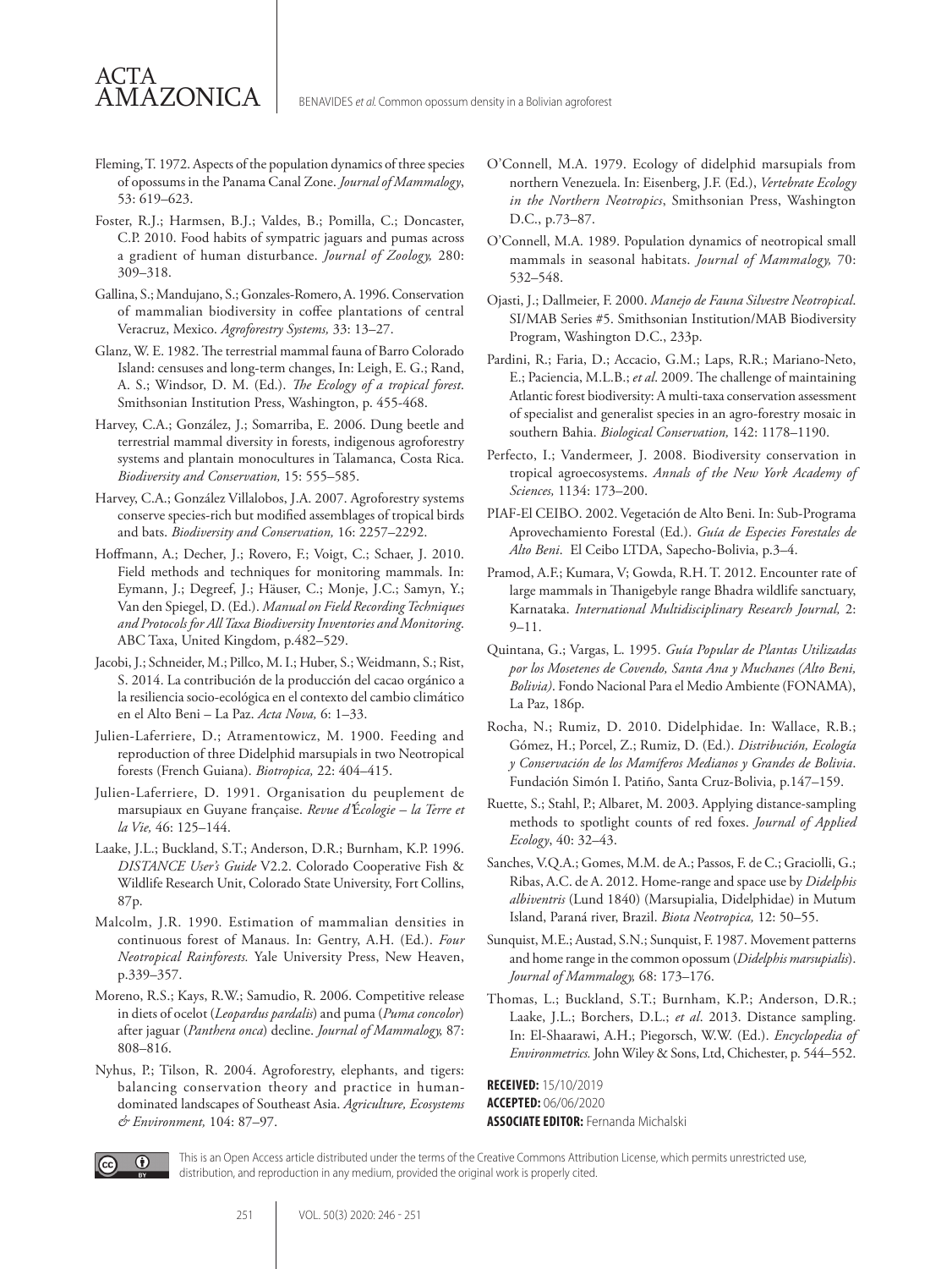Fleming, T. 1972. Aspects of the population dynamics of three species of opossums in the Panama Canal Zone. *Journal of Mammalogy*, 53: 619–623.

Foster, R.J.; Harmsen, B.J.; Valdes, B.; Pomilla, C.; Doncaster, C.P. 2010. Food habits of sympatric jaguars and pumas across a gradient of human disturbance. *Journal of Zoology,* 280: 309–318.

Gallina, S.; Mandujano, S.; Gonzales-Romero, A. 1996. Conservation of mammalian biodiversity in coffee plantations of central Veracruz, Mexico. *Agroforestry Systems,* 33: 13–27.

Glanz, W. E. 1982. The terrestrial mammal fauna of Barro Colorado Island: censuses and long-term changes, In: Leigh, E. G.; Rand, A. S.; Windsor, D. M. (Ed.). *The Ecology of a tropical forest*. Smithsonian Institution Press, Washington, p. 455-468.

Harvey, C.A.; González, J.; Somarriba, E. 2006. Dung beetle and terrestrial mammal diversity in forests, indigenous agroforestry systems and plantain monocultures in Talamanca, Costa Rica. *Biodiversity and Conservation,* 15: 555–585.

Harvey, C.A.; González Villalobos, J.A. 2007. Agroforestry systems conserve species-rich but modified assemblages of tropical birds and bats. *Biodiversity and Conservation,* 16: 2257–2292.

Hoffmann, A.; Decher, J.; Rovero, F.; Voigt, C.; Schaer, J. 2010. Field methods and techniques for monitoring mammals. In: Eymann, J.; Degreef, J.; Häuser, C.; Monje, J.C.; Samyn, Y.; Van den Spiegel, D. (Ed.). *Manual on Field Recording Techniques and Protocols for All Taxa Biodiversity Inventories and Monitoring.* ABC Taxa, United Kingdom, p.482–529.

Jacobi, J.; Schneider, M.; Pillco, M. I.; Huber, S.; Weidmann, S.; Rist, S. 2014. La contribución de la producción del cacao orgánico a la resiliencia socio-ecológica en el contexto del cambio climático en el Alto Beni – La Paz. *Acta Nova,* 6: 1–33.

Julien-Laferriere, D.; Atramentowicz, M. 1900. Feeding and reproduction of three Didelphid marsupials in two Neotropical forests (French Guiana). *Biotropica,* 22: 404–415.

Julien-Laferriere, D. 1991. Organisation du peuplement de marsupiaux en Guyane française. *Revue d'Écologie – la Terre et la Vie,* 46: 125–144.

Laake, J.L.; Buckland, S.T.; Anderson, D.R.; Burnham, K.P. 1996. *DISTANCE User's Guide* V2.2. Colorado Cooperative Fish & Wildlife Research Unit, Colorado State University, Fort Collins, 87p.

Malcolm, J.R. 1990. Estimation of mammalian densities in continuous forest of Manaus. In: Gentry, A.H. (Ed.). *Four Neotropical Rainforests.* Yale University Press, New Heaven, p.339–357.

Moreno, R.S.; Kays, R.W.; Samudio, R. 2006. Competitive release in diets of ocelot (*Leopardus pardalis*) and puma (*Puma concolor*) after jaguar (*Panthera onca*) decline. *Journal of Mammalogy,* 87: 808–816.

Nyhus, P.; Tilson, R. 2004. Agroforestry, elephants, and tigers: balancing conservation theory and practice in human-dominated landscapes of Southeast Asia. *Agriculture, Ecosystems & Environment,* 104: 87–97.

O'Connell, M.A. 1979. Ecology of didelphid marsupials from northern Venezuela. In: Eisenberg, J.F. (Ed.), *Vertebrate Ecology in the Northern Neotropics*, Smithsonian Press, Washington D.C., p.73–87.

O'Connell, M.A. 1989. Population dynamics of neotropical small mammals in seasonal habitats. *Journal of Mammalogy,* 70: 532–548.

Ojasti, J.; Dallmeier, F. 2000. *Manejo de Fauna Silvestre Neotropical*. SI/MAB Series #5. Smithsonian Institution/MAB Biodiversity Program, Washington D.C., 233p.

Pardini, R.; Faria, D.; Accacio, G.M.; Laps, R.R.; Mariano-Neto, E.; Paciencia, M.L.B.; *et al*. 2009. The challenge of maintaining Atlantic forest biodiversity: A multi-taxa conservation assessment of specialist and generalist species in an agro-forestry mosaic in southern Bahia. *Biological Conservation,* 142: 1178–1190.

Perfecto, I.; Vandermeer, J. 2008. Biodiversity conservation in tropical agroecosystems. *Annals of the New York Academy of Sciences,* 1134: 173–200.

PIAF-El CEIBO. 2002. Vegetación de Alto Beni. In: Sub-Programa Aprovechamiento Forestal (Ed.). *Guía de Especies Forestales de Alto Beni*. El Ceibo LTDA, Sapecho-Bolivia, p.3–4.

Pramod, A.F.; Kumara, V; Gowda, R.H. T. 2012. Encounter rate of large mammals in Thanigebyle range Bhadra wildlife sanctuary, Karnataka. *International Multidisciplinary Research Journal,* 2: 9–11.

Quintana, G.; Vargas, L. 1995. *Guía Popular de Plantas Utilizadas por los Mosetenes de Covendo, Santa Ana y Muchanes (Alto Beni, Bolivia)*. Fondo Nacional Para el Medio Ambiente (FONAMA), La Paz, 186p.

Rocha, N.; Rumiz, D. 2010. Didelphidae. In: Wallace, R.B.; Gómez, H.; Porcel, Z.; Rumiz, D. (Ed.). *Distribución, Ecología y Conservación de los Mamíferos Medianos y Grandes de Bolivia*. Fundación Simón I. Patiño, Santa Cruz-Bolivia, p.147–159.

Ruette, S.; Stahl, P.; Albaret, M. 2003. Applying distance-sampling methods to spotlight counts of red foxes. *Journal of Applied Ecology*, 40: 32–43.

Sanches, V.Q.A.; Gomes, M.M. de A.; Passos, F. de C.; Graciolli, G.; Ribas, A.C. de A. 2012. Home-range and space use by *Didelphis albiventris* (Lund 1840) (Marsupialia, Didelphidae) in Mutum Island, Paraná river, Brazil. *Biota Neotropica,* 12: 50–55.

Sunquist, M.E.; Austad, S.N.; Sunquist, F. 1987. Movement patterns and home range in the common opossum (*Didelphis marsupialis*). *Journal of Mammalogy,* 68: 173–176.

Thomas, L.; Buckland, S.T.; Burnham, K.P.; Anderson, D.R.; Laake, J.L.; Borchers, D.L.; *et al*. 2013. Distance sampling. In: El-Shaarawi, A.H.; Piegorsch, W.W. (Ed.). *Encyclopedia of Environmetrics.* John Wiley & Sons, Ltd, Chichester, p. 544–552.

**RECEIVED:** 15/10/2019
**ACCEPTED:** 06/06/2020
**ASSOCIATE EDITOR:** Fernanda Michalski

This is an Open Access article distributed under the terms of the Creative Commons Attribution License, which permits unrestricted use, distribution, and reproduction in any medium, provided the original work is properly cited.